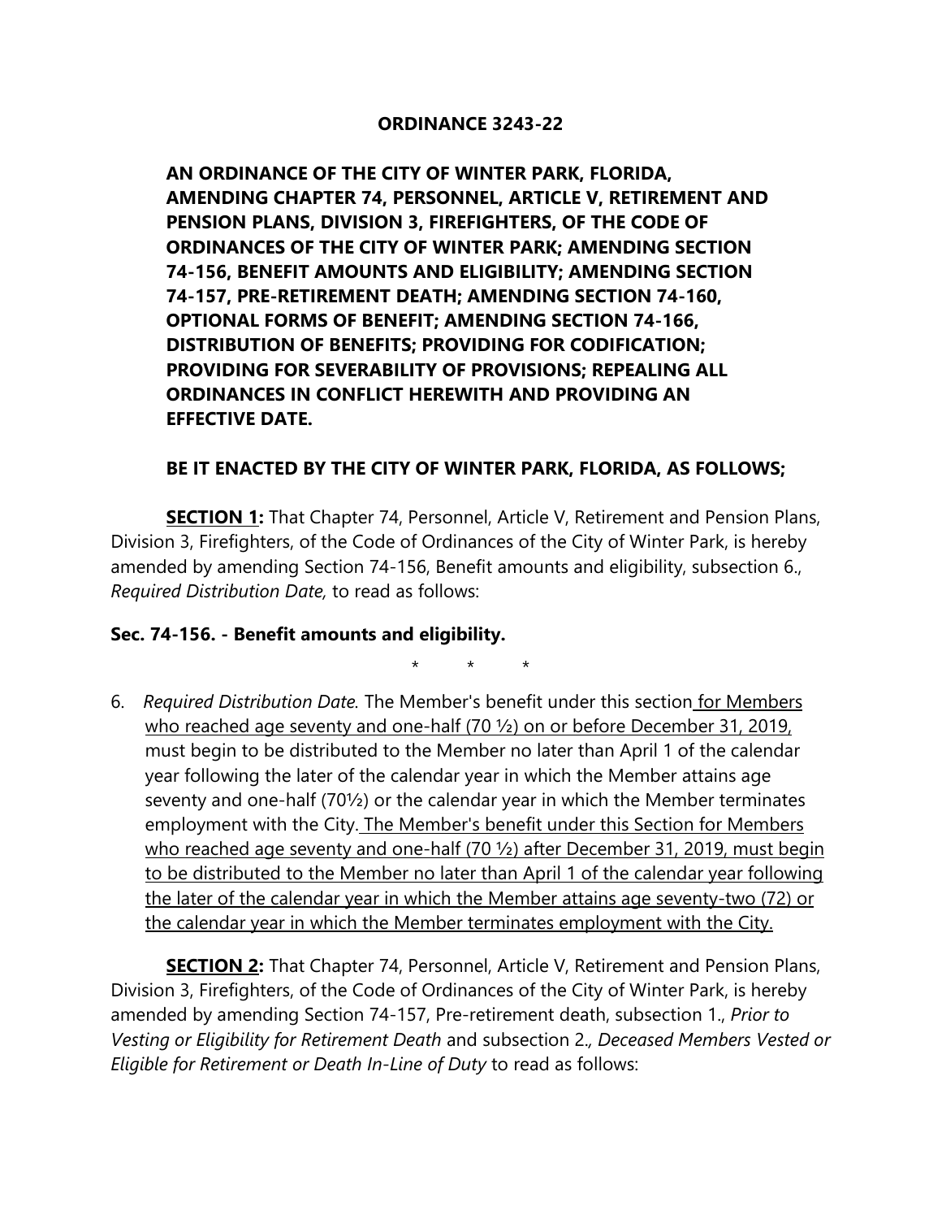**ORDINANCE 3243-22**

**AN ORDINANCE OF THE CITY OF WINTER PARK, FLORIDA, AMENDING CHAPTER 74, PERSONNEL, ARTICLE V, RETIREMENT AND PENSION PLANS, DIVISION 3, FIREFIGHTERS, OF THE CODE OF ORDINANCES OF THE CITY OF WINTER PARK; AMENDING SECTION 74-156, BENEFIT AMOUNTS AND ELIGIBILITY; AMENDING SECTION 74-157, PRE-RETIREMENT DEATH; AMENDING SECTION 74-160, OPTIONAL FORMS OF BENEFIT; AMENDING SECTION 74-166, DISTRIBUTION OF BENEFITS; PROVIDING FOR CODIFICATION; PROVIDING FOR SEVERABILITY OF PROVISIONS; REPEALING ALL ORDINANCES IN CONFLICT HEREWITH AND PROVIDING AN EFFECTIVE DATE.**

**BE IT ENACTED BY THE CITY OF WINTER PARK, FLORIDA, AS FOLLOWS;**

**<u>SECTION 1</u>:** That Chapter 74, Personnel, Article V, Retirement and Pension Plans, Division 3, Firefighters, of the Code of Ordinances of the City of Winter Park, is hereby amended by amending Section 74-156, Benefit amounts and eligibility, subsection 6., *Required Distribution Date,* to read as follows:

**Sec. 74-156. - Benefit amounts and eligibility.**

\*  \*  \*

6. *Required Distribution Date.* The Member's benefit under this section <u>for Members who reached age seventy and one-half (70 ½) on or before December 31, 2019,</u> must begin to be distributed to the Member no later than April 1 of the calendar year following the later of the calendar year in which the Member attains age seventy and one-half (70½) or the calendar year in which the Member terminates employment with the City. <u>The Member's benefit under this Section for Members who reached age seventy and one-half (70 ½) after December 31, 2019, must begin to be distributed to the Member no later than April 1 of the calendar year following the later of the calendar year in which the Member attains age seventy-two (72) or the calendar year in which the Member terminates employment with the City.</u>

**<u>SECTION 2</u>:** That Chapter 74, Personnel, Article V, Retirement and Pension Plans, Division 3, Firefighters, of the Code of Ordinances of the City of Winter Park, is hereby amended by amending Section 74-157, Pre-retirement death, subsection 1., *Prior to Vesting or Eligibility for Retirement Death* and subsection 2., *Deceased Members Vested or Eligible for Retirement or Death In-Line of Duty* to read as follows: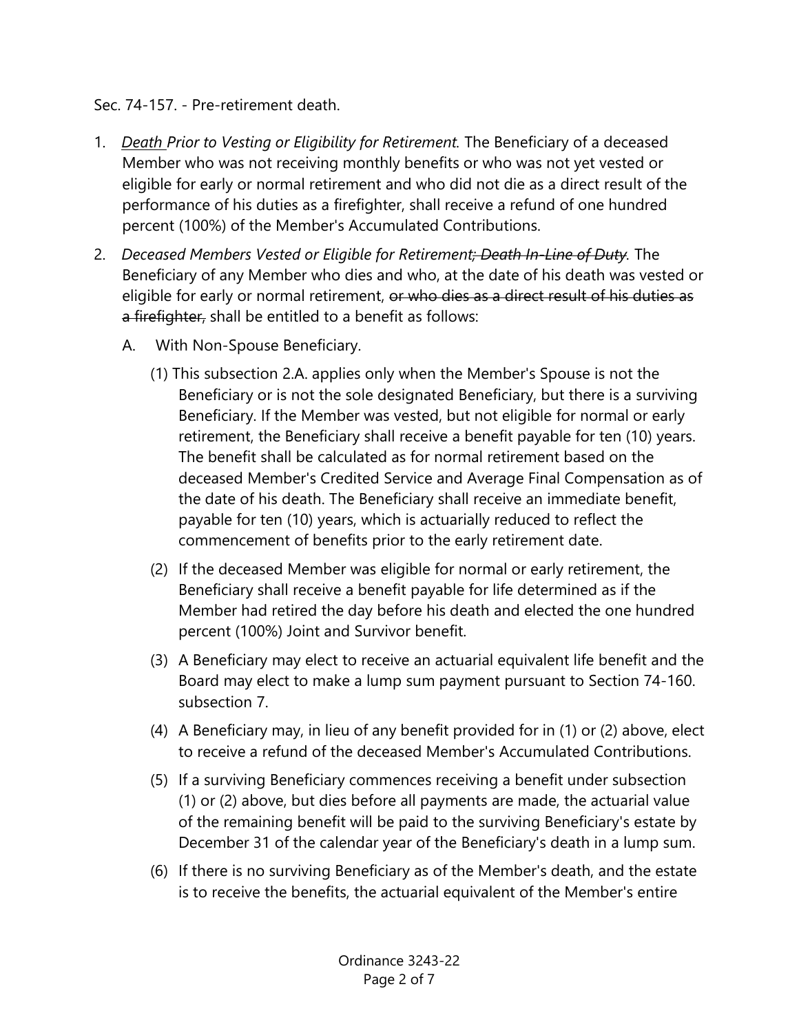Sec. 74-157. - Pre-retirement death.

1. <u>*Death*</u> *Prior to Vesting or Eligibility for Retirement.* The Beneficiary of a deceased Member who was not receiving monthly benefits or who was not yet vested or eligible for early or normal retirement and who did not die as a direct result of the performance of his duties as a firefighter, shall receive a refund of one hundred percent (100%) of the Member's Accumulated Contributions.

2. *Deceased Members Vested or Eligible for Retirement~~; Death In-Line of Duty~~.* The Beneficiary of any Member who dies and who, at the date of his death was vested or eligible for early or normal retirement, ~~or who dies as a direct result of his duties as a firefighter,~~ shall be entitled to a benefit as follows:

   A. With Non-Spouse Beneficiary.

      (1) This subsection 2.A. applies only when the Member's Spouse is not the Beneficiary or is not the sole designated Beneficiary, but there is a surviving Beneficiary. If the Member was vested, but not eligible for normal or early retirement, the Beneficiary shall receive a benefit payable for ten (10) years. The benefit shall be calculated as for normal retirement based on the deceased Member's Credited Service and Average Final Compensation as of the date of his death. The Beneficiary shall receive an immediate benefit, payable for ten (10) years, which is actuarially reduced to reflect the commencement of benefits prior to the early retirement date.

      (2) If the deceased Member was eligible for normal or early retirement, the Beneficiary shall receive a benefit payable for life determined as if the Member had retired the day before his death and elected the one hundred percent (100%) Joint and Survivor benefit.

      (3) A Beneficiary may elect to receive an actuarial equivalent life benefit and the Board may elect to make a lump sum payment pursuant to Section 74-160. subsection 7.

      (4) A Beneficiary may, in lieu of any benefit provided for in (1) or (2) above, elect to receive a refund of the deceased Member's Accumulated Contributions.

      (5) If a surviving Beneficiary commences receiving a benefit under subsection (1) or (2) above, but dies before all payments are made, the actuarial value of the remaining benefit will be paid to the surviving Beneficiary's estate by December 31 of the calendar year of the Beneficiary's death in a lump sum.

      (6) If there is no surviving Beneficiary as of the Member's death, and the estate is to receive the benefits, the actuarial equivalent of the Member's entire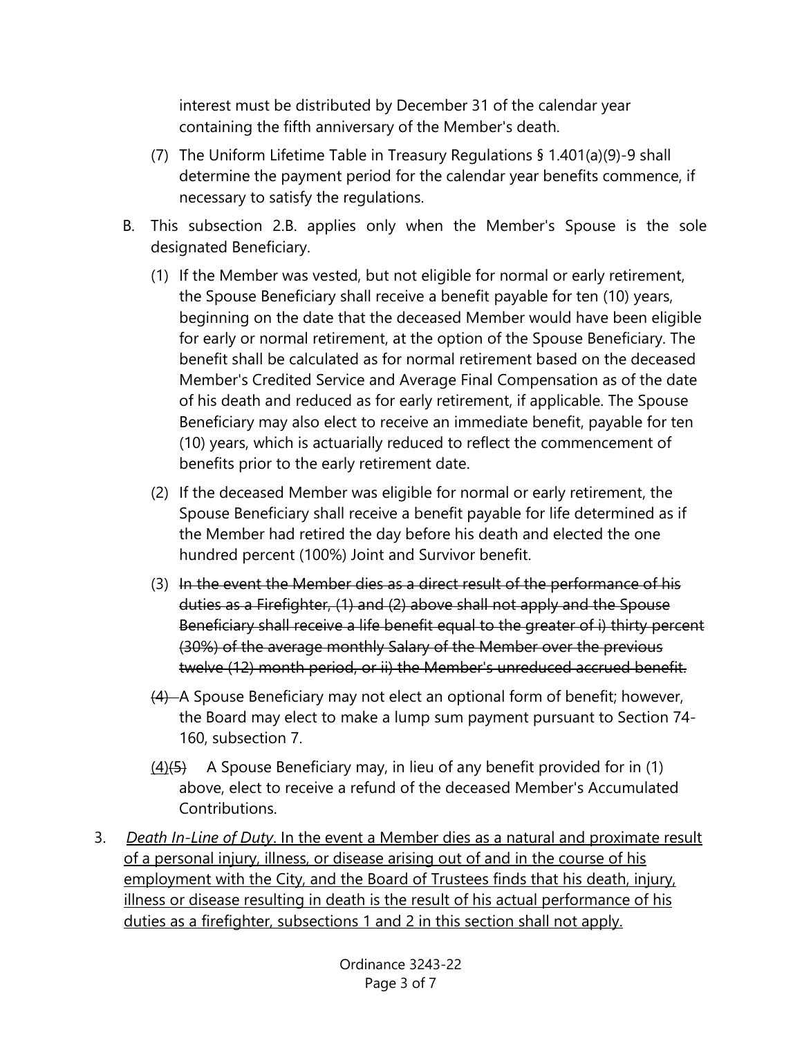interest must be distributed by December 31 of the calendar year containing the fifth anniversary of the Member's death.

(7) The Uniform Lifetime Table in Treasury Regulations § 1.401(a)(9)-9 shall determine the payment period for the calendar year benefits commence, if necessary to satisfy the regulations.

B. This subsection 2.B. applies only when the Member's Spouse is the sole designated Beneficiary.

(1) If the Member was vested, but not eligible for normal or early retirement, the Spouse Beneficiary shall receive a benefit payable for ten (10) years, beginning on the date that the deceased Member would have been eligible for early or normal retirement, at the option of the Spouse Beneficiary. The benefit shall be calculated as for normal retirement based on the deceased Member's Credited Service and Average Final Compensation as of the date of his death and reduced as for early retirement, if applicable. The Spouse Beneficiary may also elect to receive an immediate benefit, payable for ten (10) years, which is actuarially reduced to reflect the commencement of benefits prior to the early retirement date.

(2) If the deceased Member was eligible for normal or early retirement, the Spouse Beneficiary shall receive a benefit payable for life determined as if the Member had retired the day before his death and elected the one hundred percent (100%) Joint and Survivor benefit.

(3) ~~In the event the Member dies as a direct result of the performance of his duties as a Firefighter, (1) and (2) above shall not apply and the Spouse Beneficiary shall receive a life benefit equal to the greater of i) thirty percent (30%) of the average monthly Salary of the Member over the previous twelve (12) month period, or ii) the Member's unreduced accrued benefit.~~

~~(4)~~ A Spouse Beneficiary may not elect an optional form of benefit; however, the Board may elect to make a lump sum payment pursuant to Section 74-160, subsection 7.

<u>(4)</u>~~(5)~~ A Spouse Beneficiary may, in lieu of any benefit provided for in (1) above, elect to receive a refund of the deceased Member's Accumulated Contributions.

3. <u>*Death In-Line of Duty*. In the event a Member dies as a natural and proximate result of a personal injury, illness, or disease arising out of and in the course of his employment with the City, and the Board of Trustees finds that his death, injury, illness or disease resulting in death is the result of his actual performance of his duties as a firefighter, subsections 1 and 2 in this section shall not apply.</u>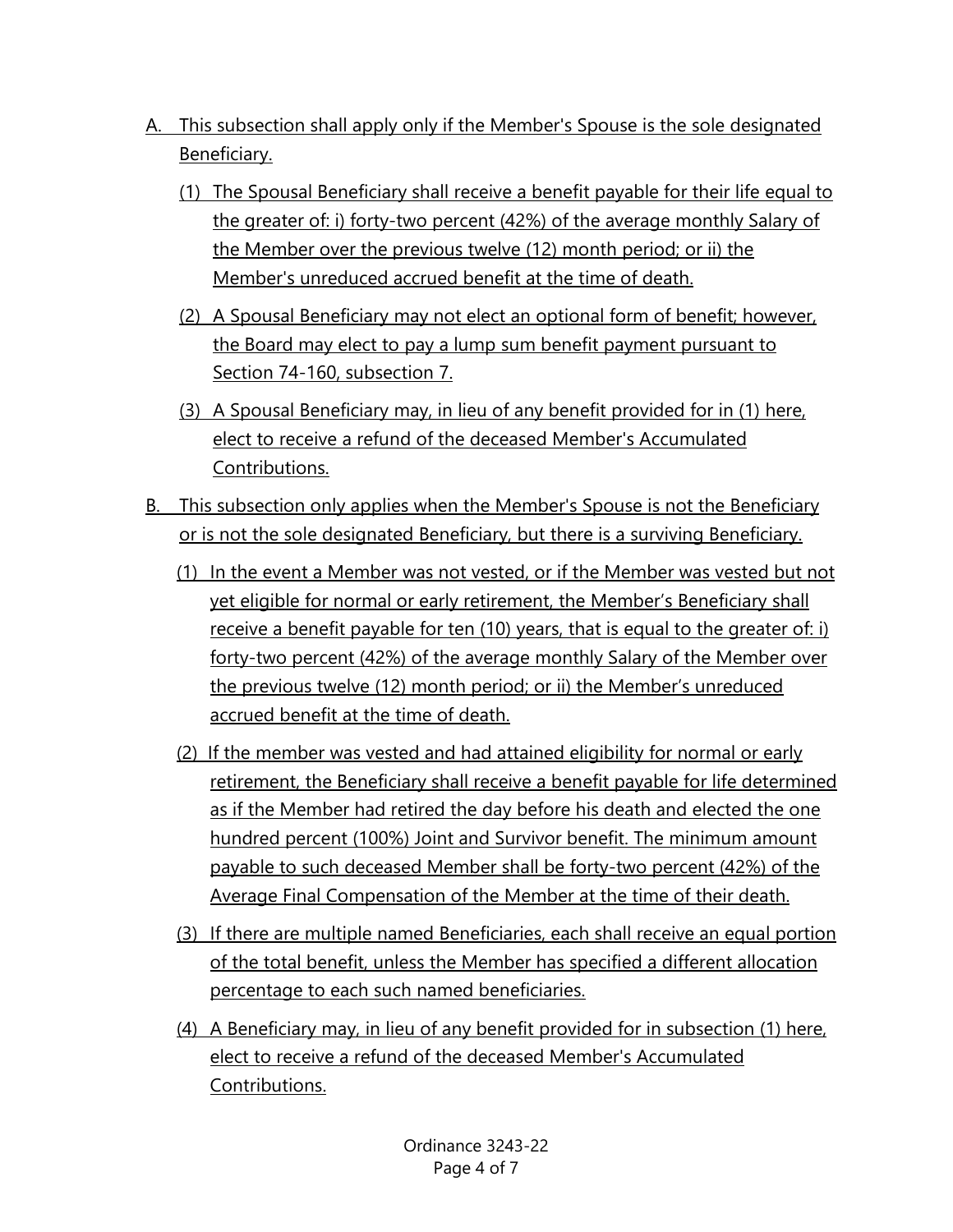A. This subsection shall apply only if the Member's Spouse is the sole designated Beneficiary.

   (1) The Spousal Beneficiary shall receive a benefit payable for their life equal to the greater of: i) forty-two percent (42%) of the average monthly Salary of the Member over the previous twelve (12) month period; or ii) the Member's unreduced accrued benefit at the time of death.

   (2) A Spousal Beneficiary may not elect an optional form of benefit; however, the Board may elect to pay a lump sum benefit payment pursuant to Section 74-160, subsection 7.

   (3) A Spousal Beneficiary may, in lieu of any benefit provided for in (1) here, elect to receive a refund of the deceased Member's Accumulated Contributions.

B. This subsection only applies when the Member's Spouse is not the Beneficiary or is not the sole designated Beneficiary, but there is a surviving Beneficiary.

   (1) In the event a Member was not vested, or if the Member was vested but not yet eligible for normal or early retirement, the Member's Beneficiary shall receive a benefit payable for ten (10) years, that is equal to the greater of: i) forty-two percent (42%) of the average monthly Salary of the Member over the previous twelve (12) month period; or ii) the Member's unreduced accrued benefit at the time of death.

   (2) If the member was vested and had attained eligibility for normal or early retirement, the Beneficiary shall receive a benefit payable for life determined as if the Member had retired the day before his death and elected the one hundred percent (100%) Joint and Survivor benefit. The minimum amount payable to such deceased Member shall be forty-two percent (42%) of the Average Final Compensation of the Member at the time of their death.

   (3) If there are multiple named Beneficiaries, each shall receive an equal portion of the total benefit, unless the Member has specified a different allocation percentage to each such named beneficiaries.

   (4) A Beneficiary may, in lieu of any benefit provided for in subsection (1) here, elect to receive a refund of the deceased Member's Accumulated Contributions.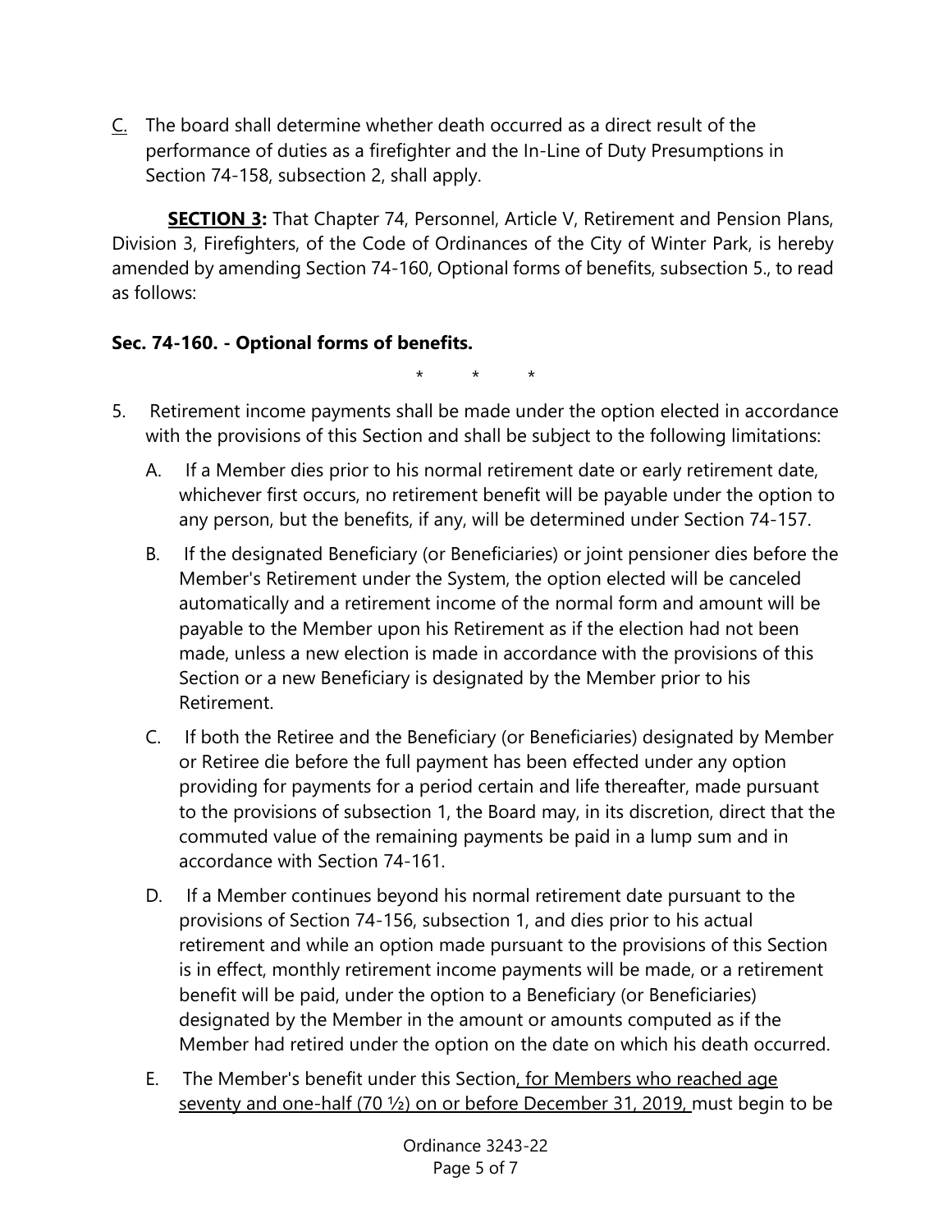C. The board shall determine whether death occurred as a direct result of the performance of duties as a firefighter and the In-Line of Duty Presumptions in Section 74-158, subsection 2, shall apply.

**SECTION 3:** That Chapter 74, Personnel, Article V, Retirement and Pension Plans, Division 3, Firefighters, of the Code of Ordinances of the City of Winter Park, is hereby amended by amending Section 74-160, Optional forms of benefits, subsection 5., to read as follows:

**Sec. 74-160. - Optional forms of benefits.**

\*  \*  \*

5. Retirement income payments shall be made under the option elected in accordance with the provisions of this Section and shall be subject to the following limitations:

   A. If a Member dies prior to his normal retirement date or early retirement date, whichever first occurs, no retirement benefit will be payable under the option to any person, but the benefits, if any, will be determined under Section 74-157.

   B. If the designated Beneficiary (or Beneficiaries) or joint pensioner dies before the Member's Retirement under the System, the option elected will be canceled automatically and a retirement income of the normal form and amount will be payable to the Member upon his Retirement as if the election had not been made, unless a new election is made in accordance with the provisions of this Section or a new Beneficiary is designated by the Member prior to his Retirement.

   C. If both the Retiree and the Beneficiary (or Beneficiaries) designated by Member or Retiree die before the full payment has been effected under any option providing for payments for a period certain and life thereafter, made pursuant to the provisions of subsection 1, the Board may, in its discretion, direct that the commuted value of the remaining payments be paid in a lump sum and in accordance with Section 74-161.

   D. If a Member continues beyond his normal retirement date pursuant to the provisions of Section 74-156, subsection 1, and dies prior to his actual retirement and while an option made pursuant to the provisions of this Section is in effect, monthly retirement income payments will be made, or a retirement benefit will be paid, under the option to a Beneficiary (or Beneficiaries) designated by the Member in the amount or amounts computed as if the Member had retired under the option on the date on which his death occurred.

   E. The Member's benefit under this Section<u>, for Members who reached age seventy and one-half (70 ½) on or before December 31, 2019,</u> must begin to be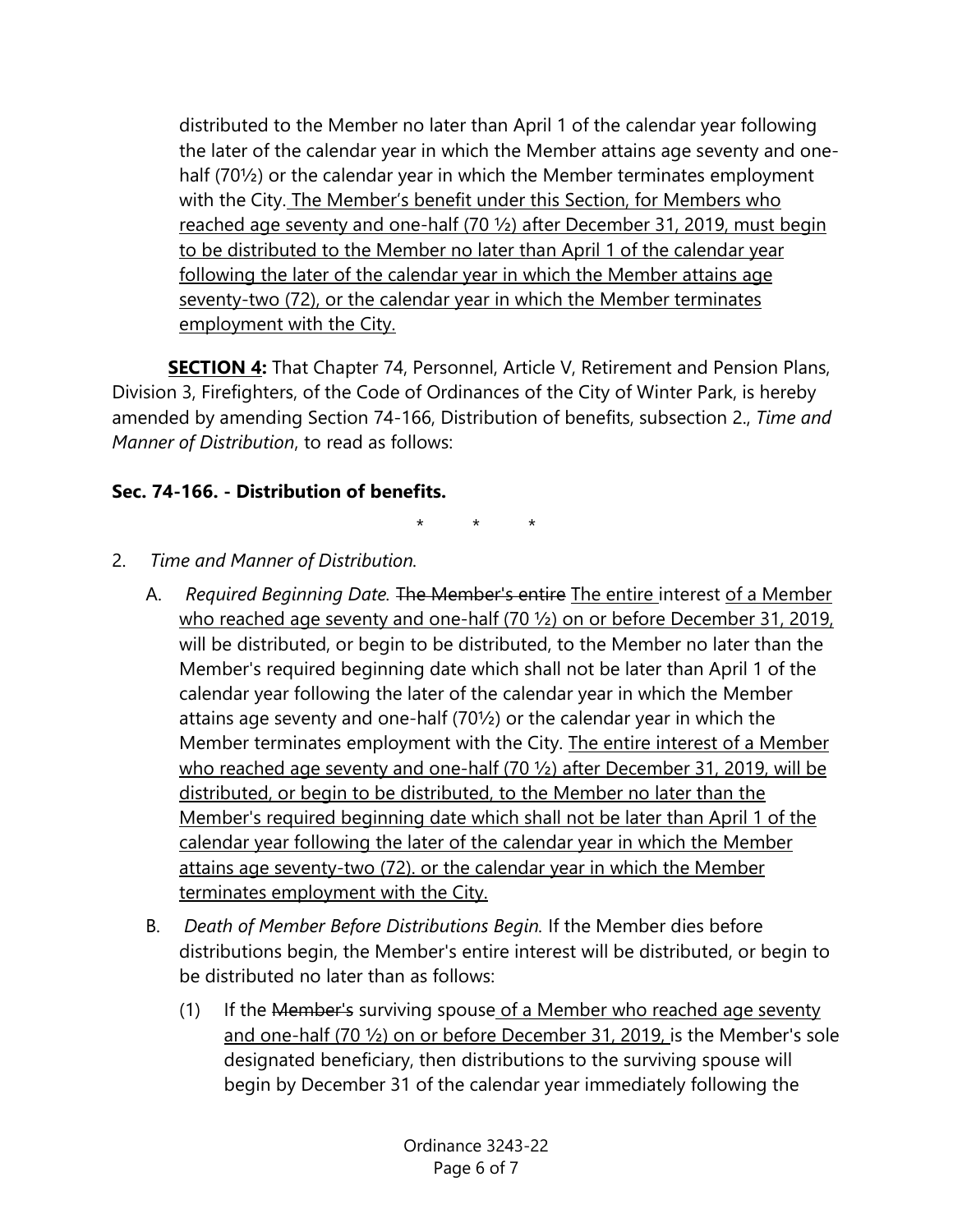distributed to the Member no later than April 1 of the calendar year following the later of the calendar year in which the Member attains age seventy and one-half (70½) or the calendar year in which the Member terminates employment with the City. <u>The Member's benefit under this Section, for Members who reached age seventy and one-half (70 ½) after December 31, 2019, must begin to be distributed to the Member no later than April 1 of the calendar year following the later of the calendar year in which the Member attains age seventy-two (72), or the calendar year in which the Member terminates employment with the City.</u>

**<u>SECTION 4</u>:** That Chapter 74, Personnel, Article V, Retirement and Pension Plans, Division 3, Firefighters, of the Code of Ordinances of the City of Winter Park, is hereby amended by amending Section 74-166, Distribution of benefits, subsection 2., *Time and Manner of Distribution*, to read as follows:

**Sec. 74-166. - Distribution of benefits.**

\* \* \*

2. *Time and Manner of Distribution.*

   A. *Required Beginning Date.* ~~The Member's entire~~ <u>The entire</u> interest <u>of a Member who reached age seventy and one-half (70 ½) on or before December 31, 2019,</u> will be distributed, or begin to be distributed, to the Member no later than the Member's required beginning date which shall not be later than April 1 of the calendar year following the later of the calendar year in which the Member attains age seventy and one-half (70½) or the calendar year in which the Member terminates employment with the City. <u>The entire interest of a Member who reached age seventy and one-half (70 ½) after December 31, 2019, will be distributed, or begin to be distributed, to the Member no later than the Member's required beginning date which shall not be later than April 1 of the calendar year following the later of the calendar year in which the Member attains age seventy-two (72). or the calendar year in which the Member terminates employment with the City.</u>

   B. *Death of Member Before Distributions Begin.* If the Member dies before distributions begin, the Member's entire interest will be distributed, or begin to be distributed no later than as follows:

      (1) If the ~~Member's~~ surviving spouse <u>of a Member who reached age seventy and one-half (70 ½) on or before December 31, 2019,</u> is the Member's sole designated beneficiary, then distributions to the surviving spouse will begin by December 31 of the calendar year immediately following the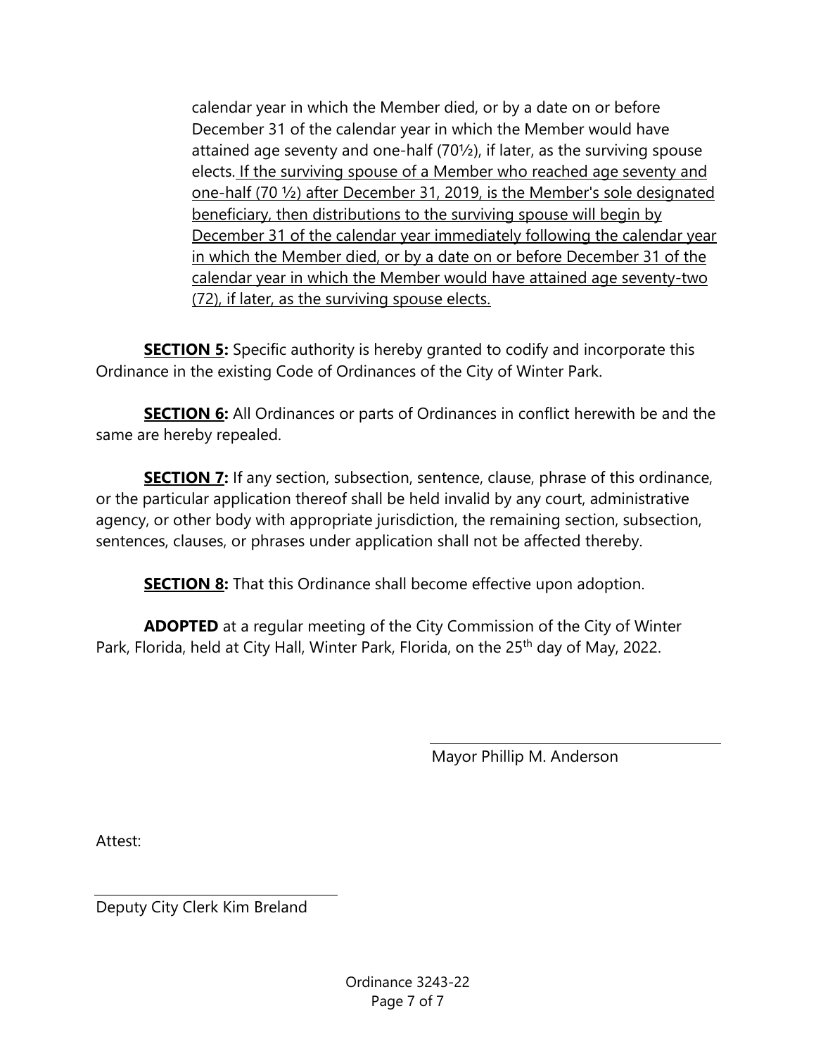calendar year in which the Member died, or by a date on or before December 31 of the calendar year in which the Member would have attained age seventy and one-half (70½), if later, as the surviving spouse elects. <u>If the surviving spouse of a Member who reached age seventy and one-half (70 ½) after December 31, 2019, is the Member's sole designated beneficiary, then distributions to the surviving spouse will begin by December 31 of the calendar year immediately following the calendar year in which the Member died, or by a date on or before December 31 of the calendar year in which the Member would have attained age seventy-two (72), if later, as the surviving spouse elects.</u>

**<u>SECTION 5</u>:** Specific authority is hereby granted to codify and incorporate this Ordinance in the existing Code of Ordinances of the City of Winter Park.

**<u>SECTION 6</u>:** All Ordinances or parts of Ordinances in conflict herewith be and the same are hereby repealed.

**<u>SECTION 7</u>:** If any section, subsection, sentence, clause, phrase of this ordinance, or the particular application thereof shall be held invalid by any court, administrative agency, or other body with appropriate jurisdiction, the remaining section, subsection, sentences, clauses, or phrases under application shall not be affected thereby.

**<u>SECTION 8</u>:** That this Ordinance shall become effective upon adoption.

**ADOPTED** at a regular meeting of the City Commission of the City of Winter Park, Florida, held at City Hall, Winter Park, Florida, on the 25th day of May, 2022.

\_\_\_\_\_\_\_\_\_\_\_\_\_\_\_\_\_\_\_\_\_\_\_\_\_\_\_\_\_\_\_\_\_\_\_\_

Mayor Phillip M. Anderson

Attest:

\_\_\_\_\_\_\_\_\_\_\_\_\_\_\_\_\_\_\_\_\_\_\_\_\_\_\_\_\_\_\_\_\_\_\_\_

Deputy City Clerk Kim Breland